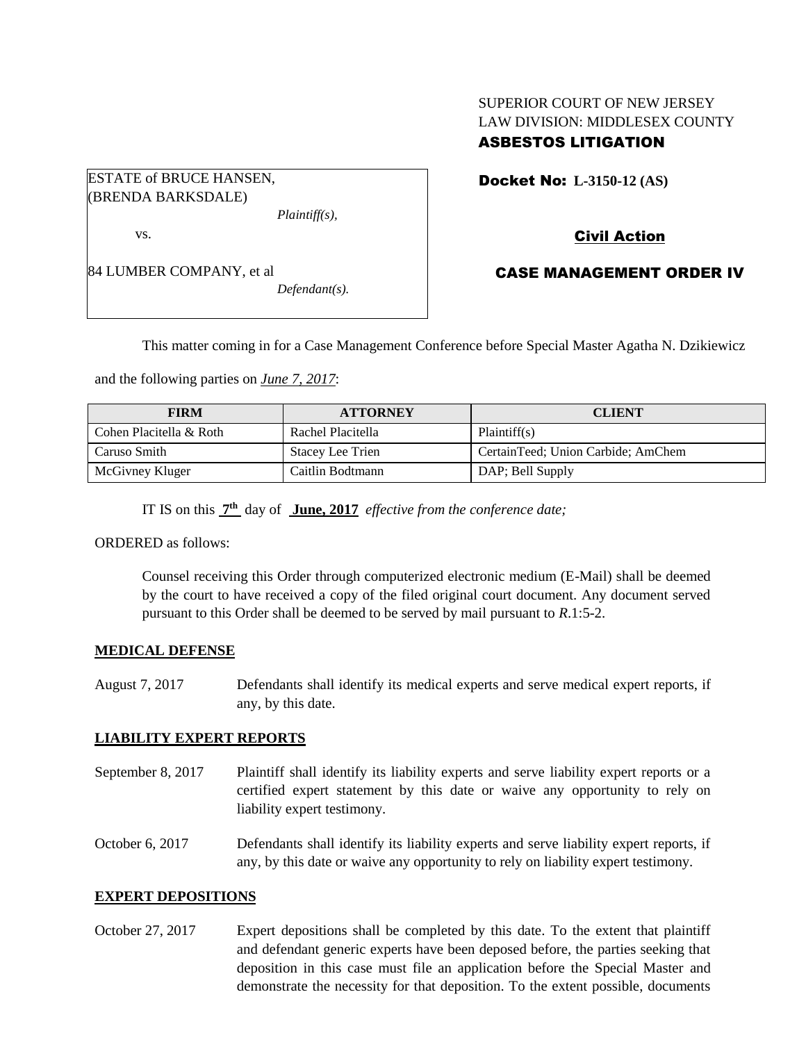SUPERIOR COURT OF NEW JERSEY
LAW DIVISION: MIDDLESEX COUNTY
**ASBESTOS LITIGATION**

ESTATE of BRUCE HANSEN,
(BRENDA BARKSDALE)
*Plaintiff(s),*

vs.

84 LUMBER COMPANY, et al
*Defendant(s).*

**Docket No: L-3150-12 (AS)**

**Civil Action**

**CASE MANAGEMENT ORDER IV**

This matter coming in for a Case Management Conference before Special Master Agatha N. Dzikiewicz and the following parties on ***June 7, 2017***:

| FIRM | ATTORNEY | CLIENT |
|---|---|---|
| Cohen Placitella & Roth | Rachel Placitella | Plaintiff(s) |
| Caruso Smith | Stacey Lee Trien | CertainTeed; Union Carbide; AmChem |
| McGivney Kluger | Caitlin Bodtmann | DAP; Bell Supply |

IT IS on this **7th** day of **June, 2017** *effective from the conference date;*

ORDERED as follows:

Counsel receiving this Order through computerized electronic medium (E-Mail) shall be deemed by the court to have received a copy of the filed original court document. Any document served pursuant to this Order shall be deemed to be served by mail pursuant to *R*.1:5-2.

**MEDICAL DEFENSE**

August 7, 2017 — Defendants shall identify its medical experts and serve medical expert reports, if any, by this date.

**LIABILITY EXPERT REPORTS**

September 8, 2017 — Plaintiff shall identify its liability experts and serve liability expert reports or a certified expert statement by this date or waive any opportunity to rely on liability expert testimony.

October 6, 2017 — Defendants shall identify its liability experts and serve liability expert reports, if any, by this date or waive any opportunity to rely on liability expert testimony.

**EXPERT DEPOSITIONS**

October 27, 2017 — Expert depositions shall be completed by this date. To the extent that plaintiff and defendant generic experts have been deposed before, the parties seeking that deposition in this case must file an application before the Special Master and demonstrate the necessity for that deposition. To the extent possible, documents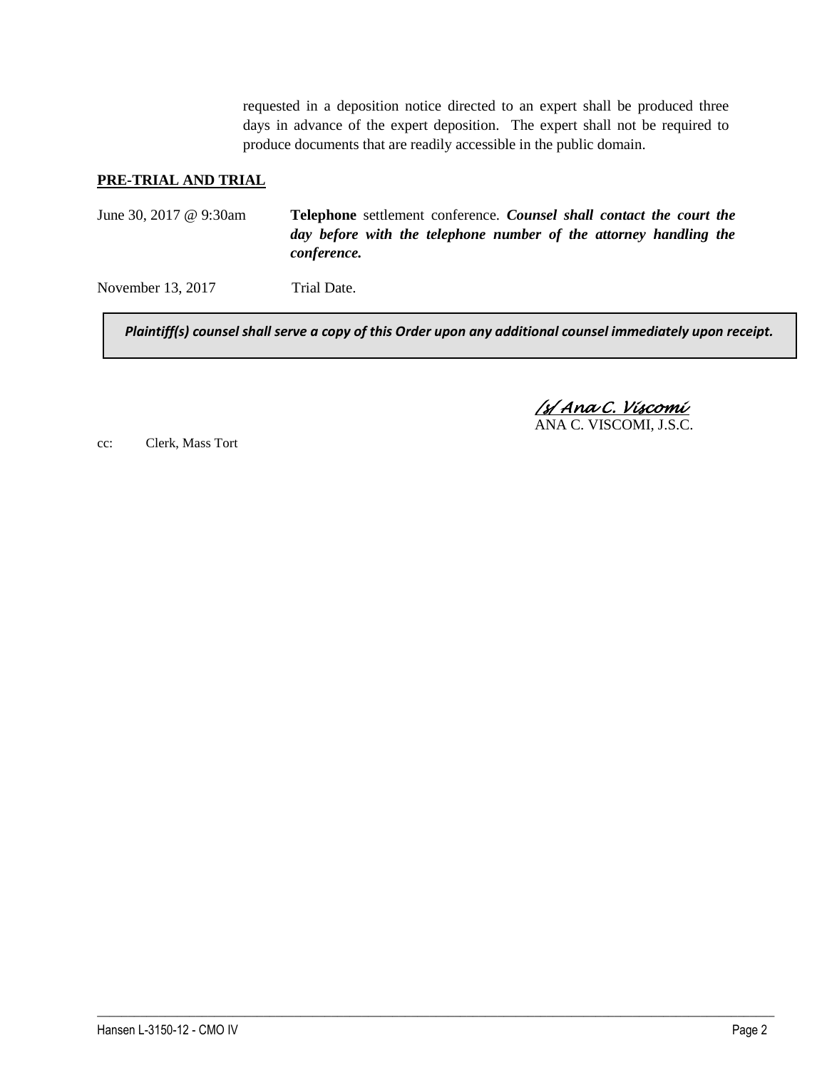requested in a deposition notice directed to an expert shall be produced three days in advance of the expert deposition. The expert shall not be required to produce documents that are readily accessible in the public domain.

## PRE-TRIAL AND TRIAL

| | |
|---|---|
| June 30, 2017 @ 9:30am | **Telephone** settlement conference. ***Counsel shall contact the court the day before with the telephone number of the attorney handling the conference.*** |
| November 13, 2017 | Trial Date. |

***Plaintiff(s) counsel shall serve a copy of this Order upon any additional counsel immediately upon receipt.***

/s/ Ana C. Viscomi
ANA C. VISCOMI, J.S.C.

cc: Clerk, Mass Tort